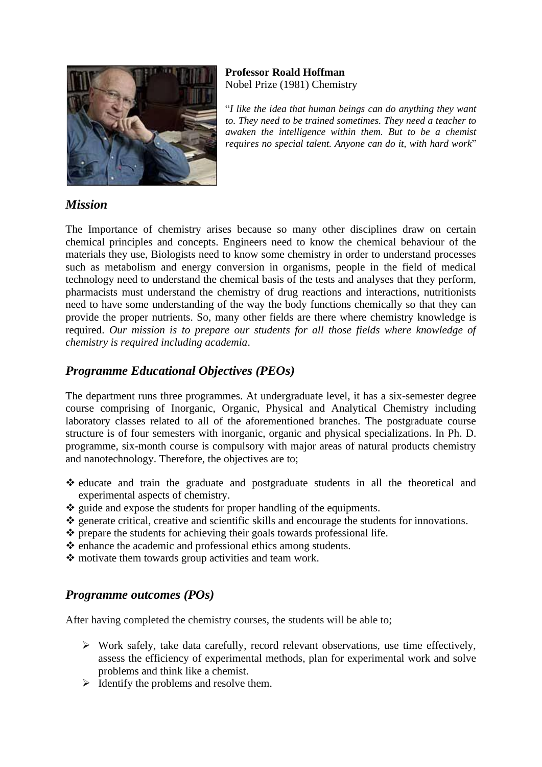**Professor Roald Hoffman**
Nobel Prize (1981) Chemistry

"*I like the idea that human beings can do anything they want to. They need to be trained sometimes. They need a teacher to awaken the intelligence within them. But to be a chemist requires no special talent. Anyone can do it, with hard work*"

## *Mission*

The Importance of chemistry arises because so many other disciplines draw on certain chemical principles and concepts. Engineers need to know the chemical behaviour of the materials they use, Biologists need to know some chemistry in order to understand processes such as metabolism and energy conversion in organisms, people in the field of medical technology need to understand the chemical basis of the tests and analyses that they perform, pharmacists must understand the chemistry of drug reactions and interactions, nutritionists need to have some understanding of the way the body functions chemically so that they can provide the proper nutrients. So, many other fields are there where chemistry knowledge is required. *Our mission is to prepare our students for all those fields where knowledge of chemistry is required including academia*.

## *Programme Educational Objectives (PEOs)*

The department runs three programmes. At undergraduate level, it has a six-semester degree course comprising of Inorganic, Organic, Physical and Analytical Chemistry including laboratory classes related to all of the aforementioned branches. The postgraduate course structure is of four semesters with inorganic, organic and physical specializations. In Ph. D. programme, six-month course is compulsory with major areas of natural products chemistry and nanotechnology. Therefore, the objectives are to;

- educate and train the graduate and postgraduate students in all the theoretical and experimental aspects of chemistry.
- guide and expose the students for proper handling of the equipments.
- generate critical, creative and scientific skills and encourage the students for innovations.
- prepare the students for achieving their goals towards professional life.
- enhance the academic and professional ethics among students.
- motivate them towards group activities and team work.

## *Programme outcomes (POs)*

After having completed the chemistry courses, the students will be able to;

- Work safely, take data carefully, record relevant observations, use time effectively, assess the efficiency of experimental methods, plan for experimental work and solve problems and think like a chemist.
- Identify the problems and resolve them.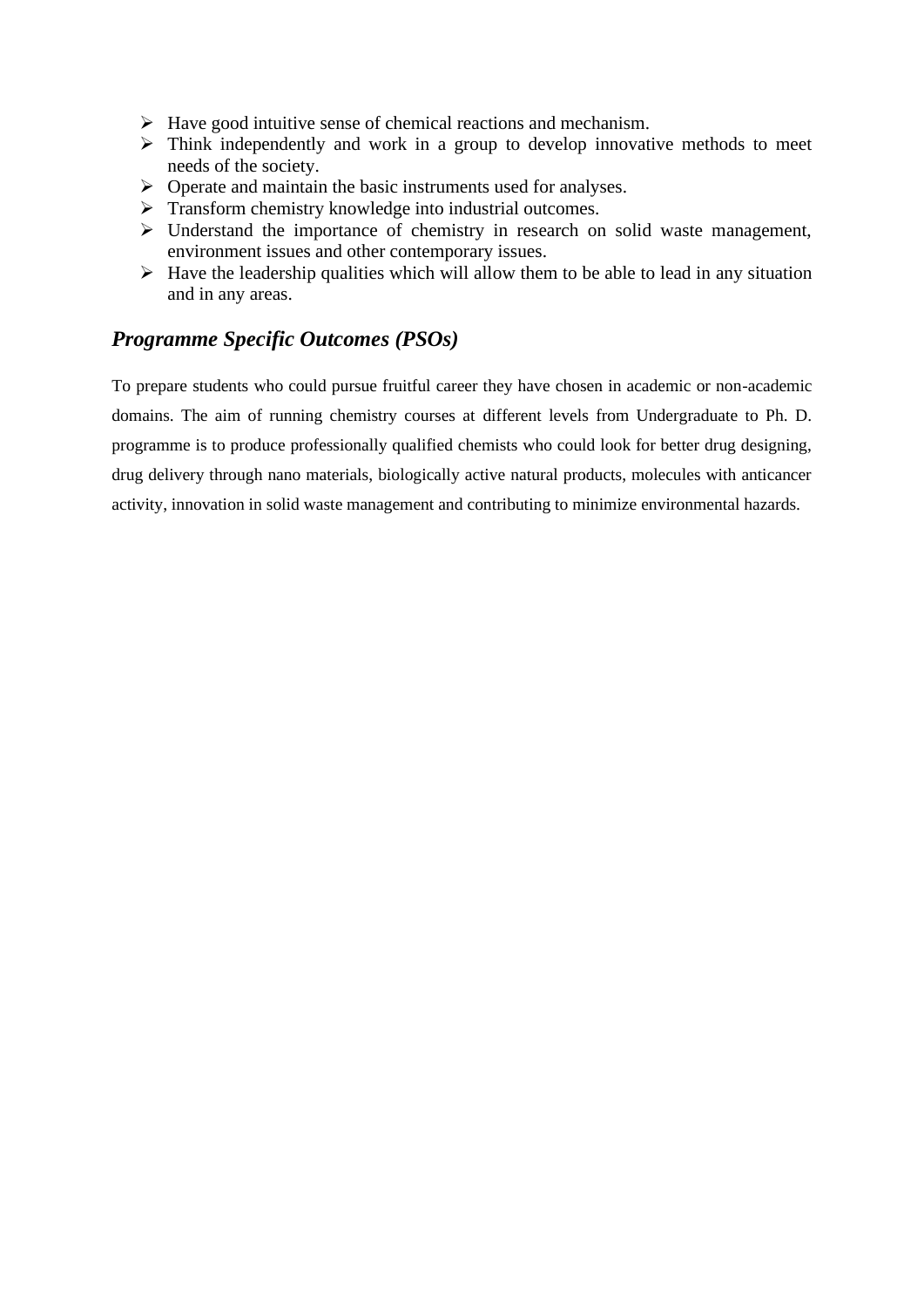- Have good intuitive sense of chemical reactions and mechanism.
- Think independently and work in a group to develop innovative methods to meet needs of the society.
- Operate and maintain the basic instruments used for analyses.
- Transform chemistry knowledge into industrial outcomes.
- Understand the importance of chemistry in research on solid waste management, environment issues and other contemporary issues.
- Have the leadership qualities which will allow them to be able to lead in any situation and in any areas.

## *Programme Specific Outcomes (PSOs)*

To prepare students who could pursue fruitful career they have chosen in academic or non-academic domains. The aim of running chemistry courses at different levels from Undergraduate to Ph. D. programme is to produce professionally qualified chemists who could look for better drug designing, drug delivery through nano materials, biologically active natural products, molecules with anticancer activity, innovation in solid waste management and contributing to minimize environmental hazards.